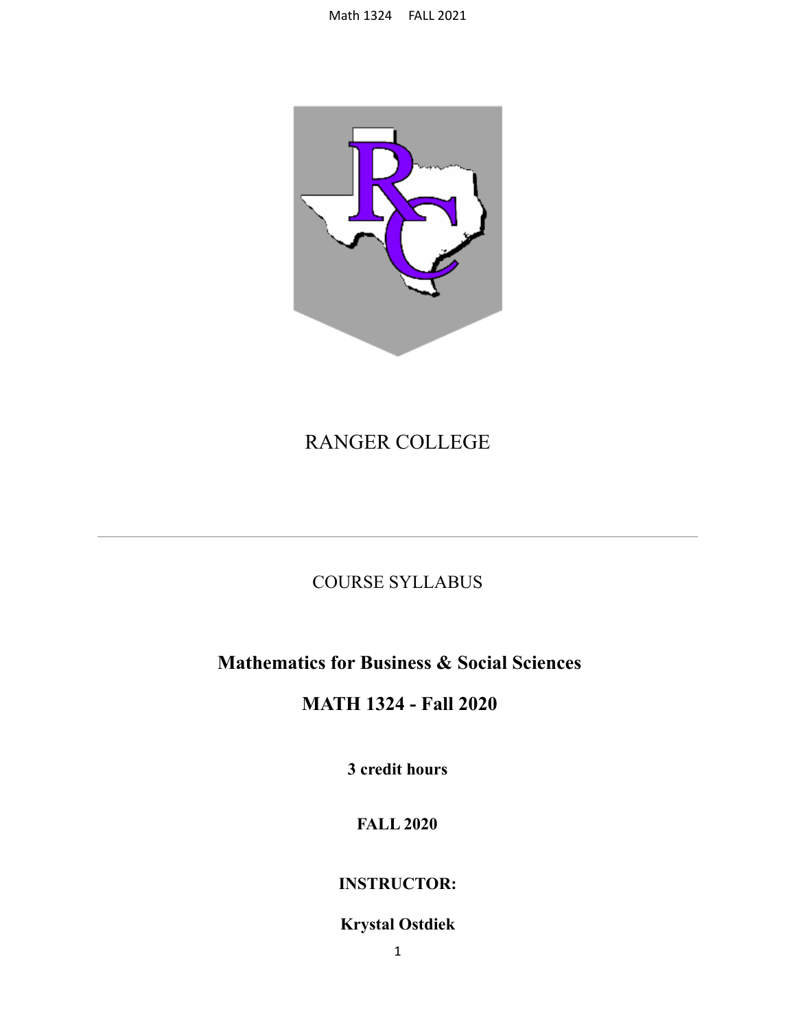# RANGER COLLEGE

---

COURSE SYLLABUS

## Mathematics for Business & Social Sciences

## MATH 1324 - Fall 2020

**3 credit hours**

**FALL 2020**

**INSTRUCTOR:**

**Krystal Ostdiek**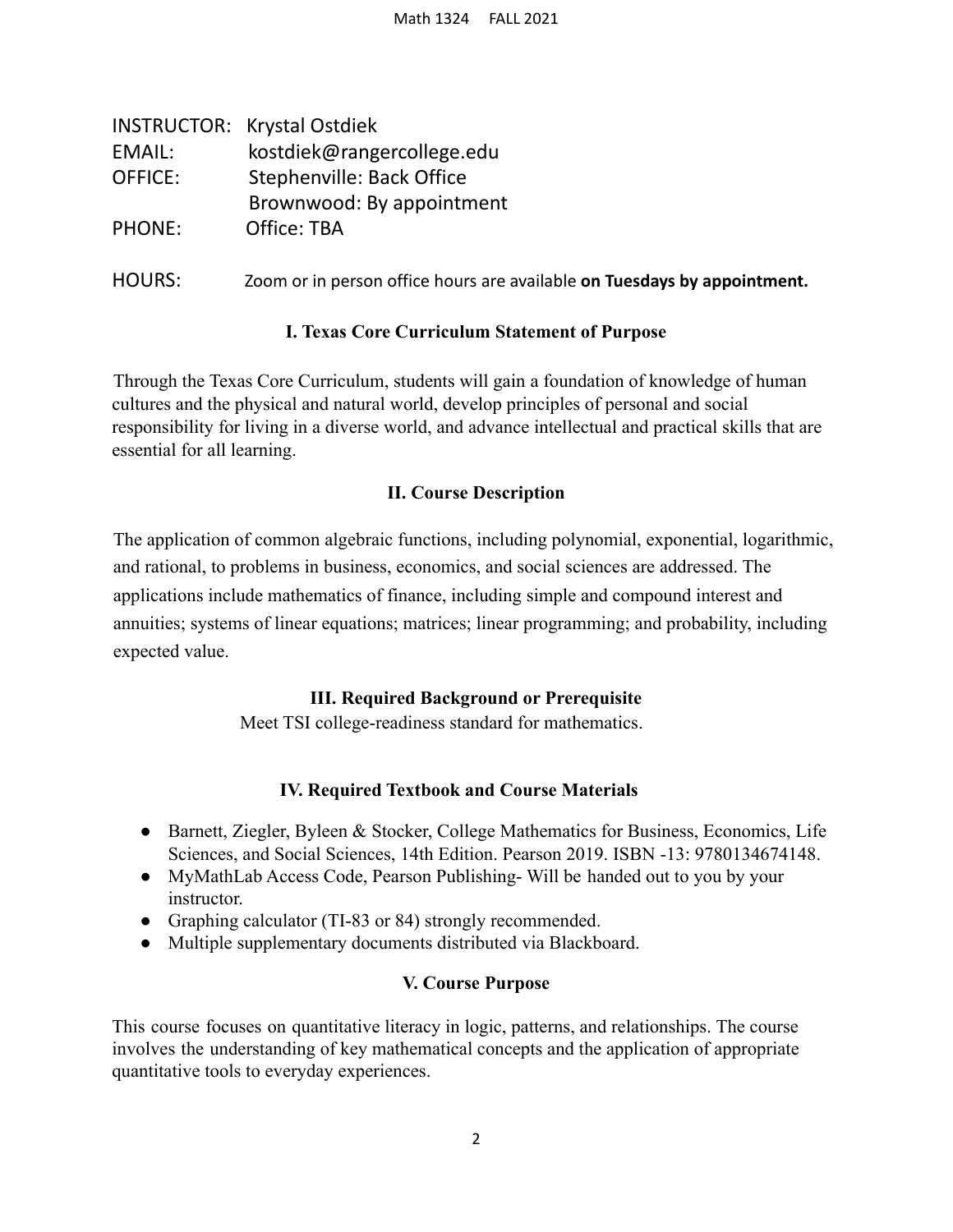INSTRUCTOR: Krystal Ostdiek
EMAIL: kostdiek@rangercollege.edu
OFFICE: Stephenville: Back Office
Brownwood: By appointment
PHONE: Office: TBA

HOURS: Zoom or in person office hours are available **on Tuesdays by appointment.**

## I. Texas Core Curriculum Statement of Purpose

Through the Texas Core Curriculum, students will gain a foundation of knowledge of human cultures and the physical and natural world, develop principles of personal and social responsibility for living in a diverse world, and advance intellectual and practical skills that are essential for all learning.

## II. Course Description

The application of common algebraic functions, including polynomial, exponential, logarithmic, and rational, to problems in business, economics, and social sciences are addressed. The applications include mathematics of finance, including simple and compound interest and annuities; systems of linear equations; matrices; linear programming; and probability, including expected value.

## III. Required Background or Prerequisite

Meet TSI college-readiness standard for mathematics.

## IV. Required Textbook and Course Materials

- Barnett, Ziegler, Byleen & Stocker, College Mathematics for Business, Economics, Life Sciences, and Social Sciences, 14th Edition. Pearson 2019. ISBN -13: 9780134674148.
- MyMathLab Access Code, Pearson Publishing- Will be handed out to you by your instructor.
- Graphing calculator (TI-83 or 84) strongly recommended.
- Multiple supplementary documents distributed via Blackboard.

## V. Course Purpose

This course focuses on quantitative literacy in logic, patterns, and relationships. The course involves the understanding of key mathematical concepts and the application of appropriate quantitative tools to everyday experiences.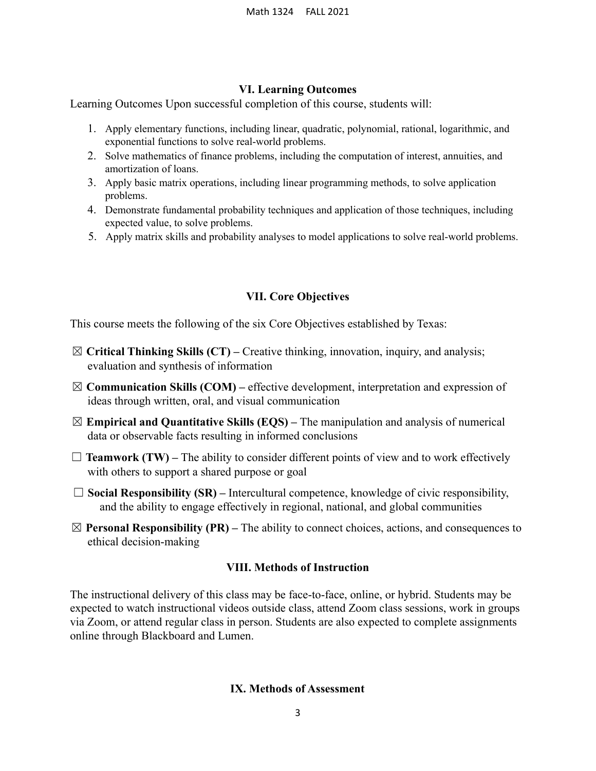### VI. Learning Outcomes

Learning Outcomes Upon successful completion of this course, students will:

1. Apply elementary functions, including linear, quadratic, polynomial, rational, logarithmic, and exponential functions to solve real-world problems.
2. Solve mathematics of finance problems, including the computation of interest, annuities, and amortization of loans.
3. Apply basic matrix operations, including linear programming methods, to solve application problems.
4. Demonstrate fundamental probability techniques and application of those techniques, including expected value, to solve problems.
5. Apply matrix skills and probability analyses to model applications to solve real-world problems.

### VII. Core Objectives

This course meets the following of the six Core Objectives established by Texas:

☒ **Critical Thinking Skills (CT) –** Creative thinking, innovation, inquiry, and analysis; evaluation and synthesis of information

☒ **Communication Skills (COM) –** effective development, interpretation and expression of ideas through written, oral, and visual communication

☒ **Empirical and Quantitative Skills (EQS) –** The manipulation and analysis of numerical data or observable facts resulting in informed conclusions

☐ **Teamwork (TW) –** The ability to consider different points of view and to work effectively with others to support a shared purpose or goal

☐ **Social Responsibility (SR) –** Intercultural competence, knowledge of civic responsibility, and the ability to engage effectively in regional, national, and global communities

☒ **Personal Responsibility (PR) –** The ability to connect choices, actions, and consequences to ethical decision-making

### VIII. Methods of Instruction

The instructional delivery of this class may be face-to-face, online, or hybrid. Students may be expected to watch instructional videos outside class, attend Zoom class sessions, work in groups via Zoom, or attend regular class in person. Students are also expected to complete assignments online through Blackboard and Lumen.

### IX. Methods of Assessment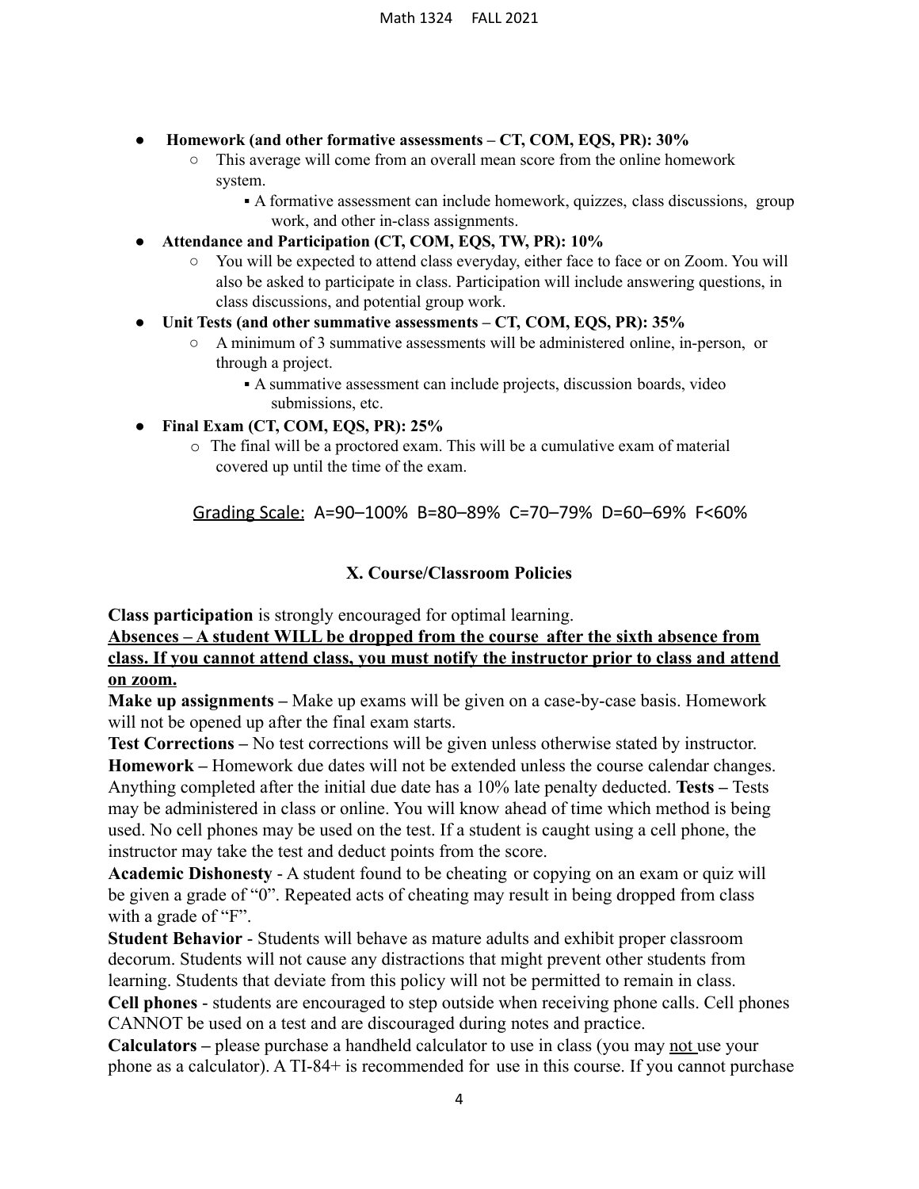- **Homework (and other formative assessments – CT, COM, EQS, PR): 30%**
  - This average will come from an overall mean score from the online homework system.
    - A formative assessment can include homework, quizzes, class discussions, group work, and other in-class assignments.
- **Attendance and Participation (CT, COM, EQS, TW, PR): 10%**
  - You will be expected to attend class everyday, either face to face or on Zoom. You will also be asked to participate in class. Participation will include answering questions, in class discussions, and potential group work.
- **Unit Tests (and other summative assessments – CT, COM, EQS, PR): 35%**
  - A minimum of 3 summative assessments will be administered online, in-person, or through a project.
    - A summative assessment can include projects, discussion boards, video submissions, etc.
- **Final Exam (CT, COM, EQS, PR): 25%**
  - The final will be a proctored exam. This will be a cumulative exam of material covered up until the time of the exam.

<u>Grading Scale:</u> A=90–100% B=80–89% C=70–79% D=60–69% F<60%

## X. Course/Classroom Policies

**Class participation** is strongly encouraged for optimal learning.

**<u>Absences – A student WILL be dropped from the course after the sixth absence from class. If you cannot attend class, you must notify the instructor prior to class and attend on zoom.</u>**

**Make up assignments –** Make up exams will be given on a case-by-case basis. Homework will not be opened up after the final exam starts.

**Test Corrections –** No test corrections will be given unless otherwise stated by instructor.

**Homework –** Homework due dates will not be extended unless the course calendar changes. Anything completed after the initial due date has a 10% late penalty deducted. **Tests –** Tests may be administered in class or online. You will know ahead of time which method is being used. No cell phones may be used on the test. If a student is caught using a cell phone, the instructor may take the test and deduct points from the score.

**Academic Dishonesty** - A student found to be cheating or copying on an exam or quiz will be given a grade of "0". Repeated acts of cheating may result in being dropped from class with a grade of "F".

**Student Behavior** - Students will behave as mature adults and exhibit proper classroom decorum. Students will not cause any distractions that might prevent other students from learning. Students that deviate from this policy will not be permitted to remain in class.

**Cell phones** - students are encouraged to step outside when receiving phone calls. Cell phones CANNOT be used on a test and are discouraged during notes and practice.

**Calculators –** please purchase a handheld calculator to use in class (you may <u>not</u> use your phone as a calculator). A TI-84+ is recommended for use in this course. If you cannot purchase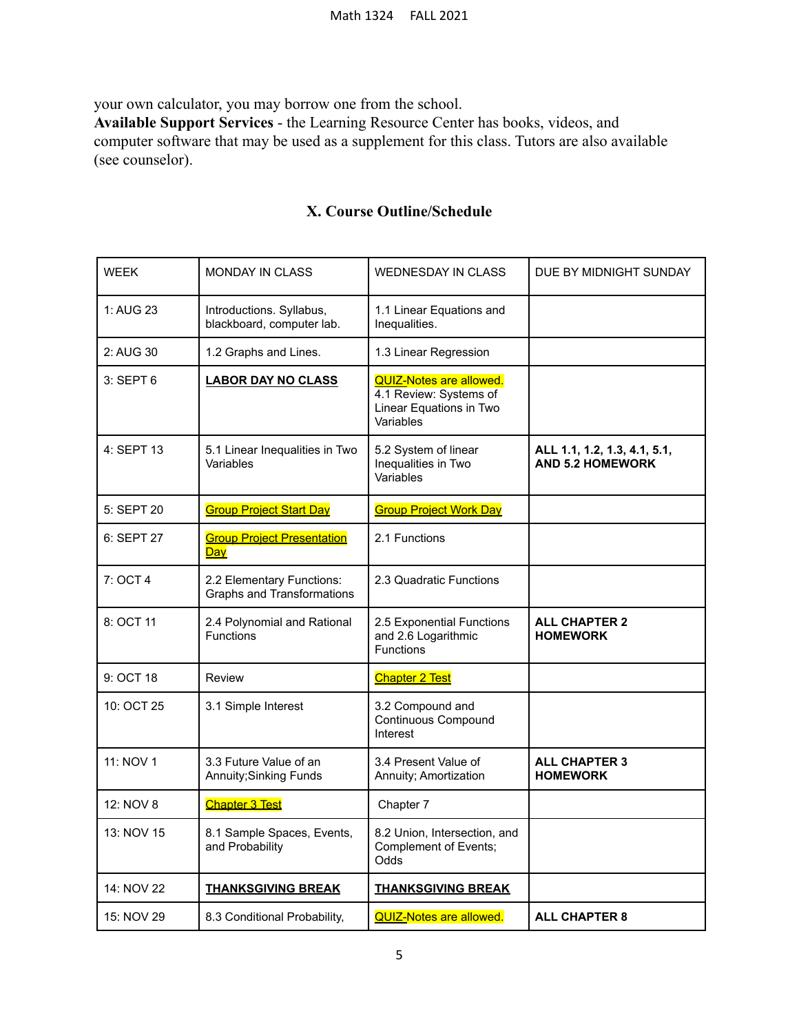your own calculator, you may borrow one from the school.
**Available Support Services** - the Learning Resource Center has books, videos, and computer software that may be used as a supplement for this class. Tutors are also available (see counselor).

## X. Course Outline/Schedule

| WEEK | MONDAY IN CLASS | WEDNESDAY IN CLASS | DUE BY MIDNIGHT SUNDAY |
|---|---|---|---|
| 1: AUG 23 | Introductions. Syllabus, blackboard, computer lab. | 1.1 Linear Equations and Inequalities. | |
| 2: AUG 30 | 1.2 Graphs and Lines. | 1.3 Linear Regression | |
| 3: SEPT 6 | **LABOR DAY NO CLASS** | QUIZ-Notes are allowed. 4.1 Review: Systems of Linear Equations in Two Variables | |
| 4: SEPT 13 | 5.1 Linear Inequalities in Two Variables | 5.2 System of linear Inequalities in Two Variables | **ALL 1.1, 1.2, 1.3, 4.1, 5.1, AND 5.2 HOMEWORK** |
| 5: SEPT 20 | Group Project Start Day | Group Project Work Day | |
| 6: SEPT 27 | Group Project Presentation Day | 2.1 Functions | |
| 7: OCT 4 | 2.2 Elementary Functions: Graphs and Transformations | 2.3 Quadratic Functions | |
| 8: OCT 11 | 2.4 Polynomial and Rational Functions | 2.5 Exponential Functions and 2.6 Logarithmic Functions | **ALL CHAPTER 2 HOMEWORK** |
| 9: OCT 18 | Review | Chapter 2 Test | |
| 10: OCT 25 | 3.1 Simple Interest | 3.2 Compound and Continuous Compound Interest | |
| 11: NOV 1 | 3.3 Future Value of an Annuity;Sinking Funds | 3.4 Present Value of Annuity; Amortization | **ALL CHAPTER 3 HOMEWORK** |
| 12: NOV 8 | Chapter 3 Test | Chapter 7 | |
| 13: NOV 15 | 8.1 Sample Spaces, Events, and Probability | 8.2 Union, Intersection, and Complement of Events; Odds | |
| 14: NOV 22 | **THANKSGIVING BREAK** | **THANKSGIVING BREAK** | |
| 15: NOV 29 | 8.3 Conditional Probability, | QUIZ-Notes are allowed. | **ALL CHAPTER 8** |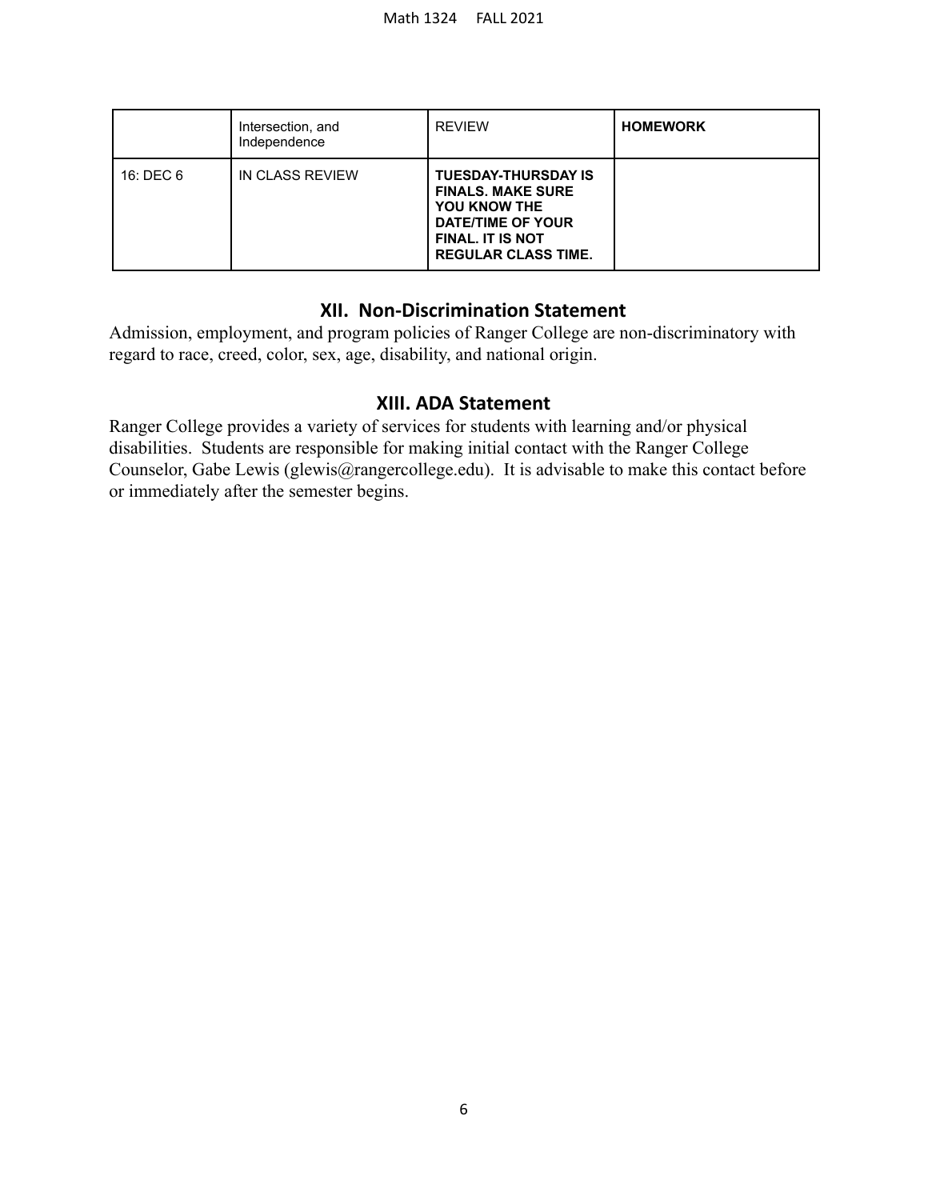| | | | |
|---|---|---|---|
| | Intersection, and Independence | REVIEW | **HOMEWORK** |
| 16: DEC 6 | IN CLASS REVIEW | **TUESDAY-THURSDAY IS FINALS. MAKE SURE YOU KNOW THE DATE/TIME OF YOUR FINAL. IT IS NOT REGULAR CLASS TIME.** | |

## XII. Non-Discrimination Statement

Admission, employment, and program policies of Ranger College are non-discriminatory with regard to race, creed, color, sex, age, disability, and national origin.

## XIII. ADA Statement

Ranger College provides a variety of services for students with learning and/or physical disabilities. Students are responsible for making initial contact with the Ranger College Counselor, Gabe Lewis (glewis@rangercollege.edu). It is advisable to make this contact before or immediately after the semester begins.